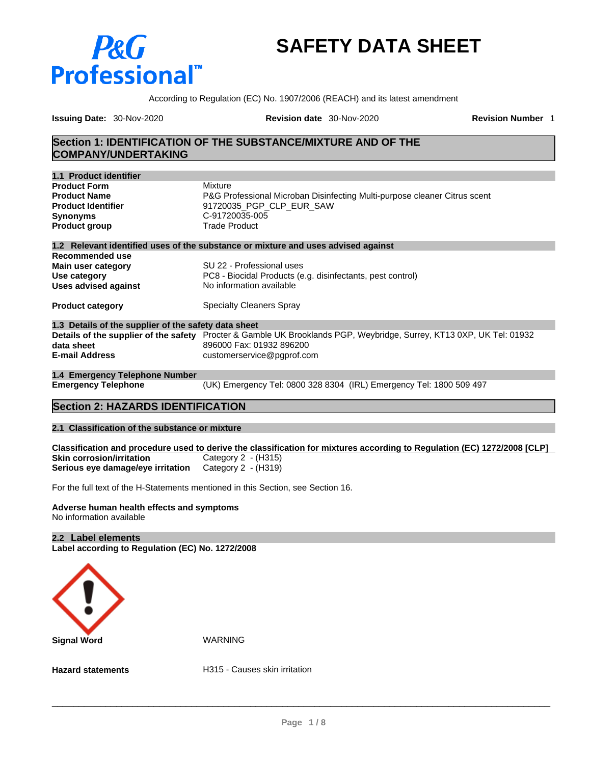P&G Professional™

# SAFETY DATA SHEET

According to Regulation (EC) No. 1907/2006 (REACH) and its latest amendment

**Issuing Date:** 30-Nov-2020 **Revision date** 30-Nov-2020 **Revision Number** 1

## Section 1: IDENTIFICATION OF THE SUBSTANCE/MIXTURE AND OF THE COMPANY/UNDERTAKING

### 1.1 Product identifier

| | |
|---|---|
| **Product Form** | Mixture |
| **Product Name** | P&G Professional Microban Disinfecting Multi-purpose cleaner Citrus scent |
| **Product Identifier** | 91720035_PGP_CLP_EUR_SAW |
| **Synonyms** | C-91720035-005 |
| **Product group** | Trade Product |

### 1.2 Relevant identified uses of the substance or mixture and uses advised against

| | |
|---|---|
| **Recommended use** | |
| **Main user category** | SU 22 - Professional uses |
| **Use category** | PC8 - Biocidal Products (e.g. disinfectants, pest control) |
| **Uses advised against** | No information available |
| **Product category** | Specialty Cleaners Spray |

### 1.3 Details of the supplier of the safety data sheet

| | |
|---|---|
| **Details of the supplier of the safety data sheet** | Procter & Gamble UK Brooklands PGP, Weybridge, Surrey, KT13 0XP, UK Tel: 01932 896000 Fax: 01932 896200 |
| **E-mail Address** | customerservice@pgprof.com |

### 1.4 Emergency Telephone Number

| | |
|---|---|
| **Emergency Telephone** | (UK) Emergency Tel: 0800 328 8304 (IRL) Emergency Tel: 1800 509 497 |

## Section 2: HAZARDS IDENTIFICATION

### 2.1 Classification of the substance or mixture

**Classification and procedure used to derive the classification for mixtures according to Regulation (EC) 1272/2008 [CLP]**

| | |
|---|---|
| **Skin corrosion/irritation** | Category 2 - (H315) |
| **Serious eye damage/eye irritation** | Category 2 - (H319) |

For the full text of the H-Statements mentioned in this Section, see Section 16.

**Adverse human health effects and symptoms**
No information available

### 2.2 Label elements

**Label according to Regulation (EC) No. 1272/2008**

| | |
|---|---|
| **Signal Word** | WARNING |
| **Hazard statements** | H315 - Causes skin irritation |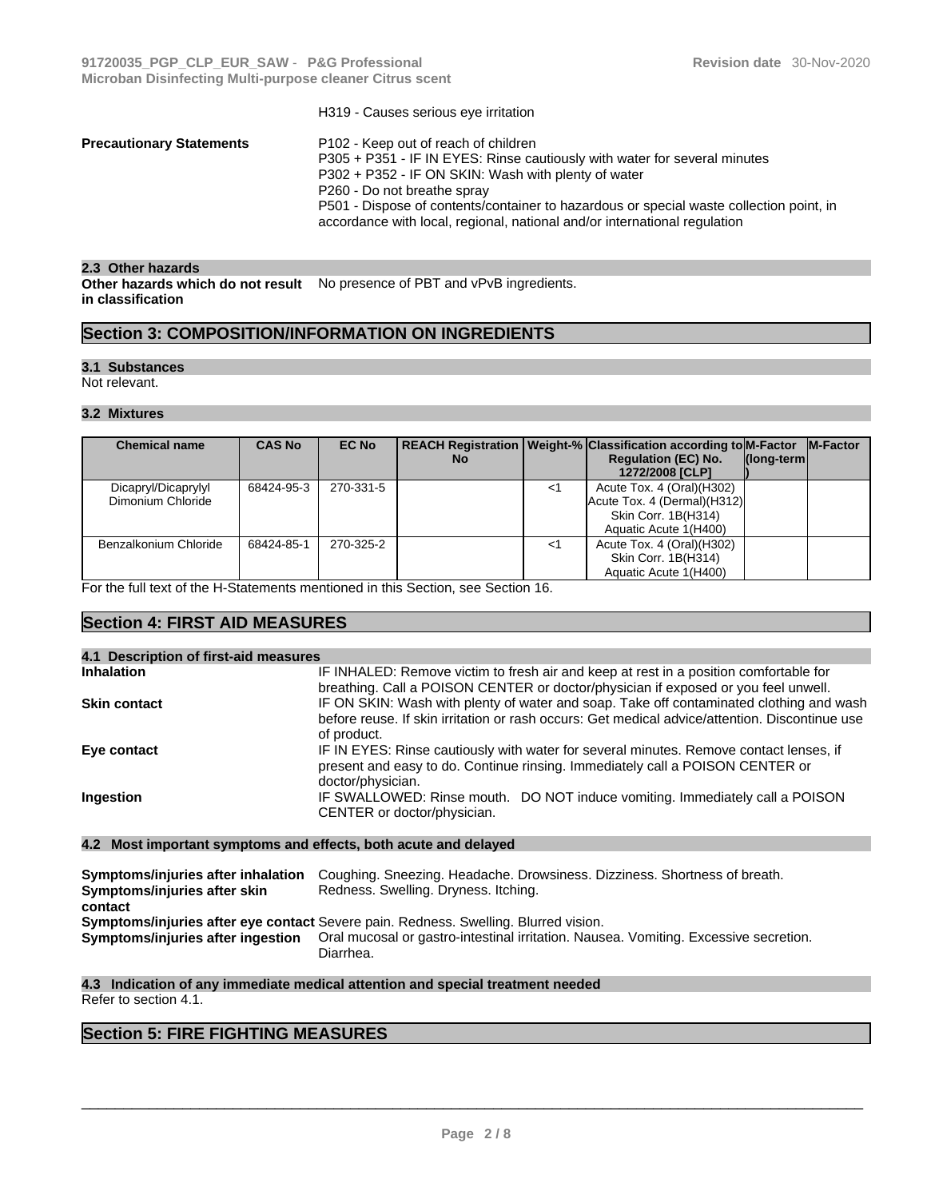H319 - Causes serious eye irritation

**Precautionary Statements**

P102 - Keep out of reach of children
P305 + P351 - IF IN EYES: Rinse cautiously with water for several minutes
P302 + P352 - IF ON SKIN: Wash with plenty of water
P260 - Do not breathe spray
P501 - Dispose of contents/container to hazardous or special waste collection point, in accordance with local, regional, national and/or international regulation

### 2.3 Other hazards

**Other hazards which do not result in classification**
No presence of PBT and vPvB ingredients.

## Section 3: COMPOSITION/INFORMATION ON INGREDIENTS

### 3.1 Substances

Not relevant.

### 3.2 Mixtures

| Chemical name | CAS No | EC No | REACH Registration No | Weight-% | Classification according to Regulation (EC) No. 1272/2008 [CLP] | M-Factor (long-term) | M-Factor |
|---|---|---|---|---|---|---|---|
| Dicapryl/Dicaprylyl Dimonium Chloride | 68424-95-3 | 270-331-5 | | <1 | Acute Tox. 4 (Oral)(H302) Acute Tox. 4 (Dermal)(H312) Skin Corr. 1B(H314) Aquatic Acute 1(H400) | | |
| Benzalkonium Chloride | 68424-85-1 | 270-325-2 | | <1 | Acute Tox. 4 (Oral)(H302) Skin Corr. 1B(H314) Aquatic Acute 1(H400) | | |

For the full text of the H-Statements mentioned in this Section, see Section 16.

## Section 4: FIRST AID MEASURES

### 4.1 Description of first-aid measures

**Inhalation**
IF INHALED: Remove victim to fresh air and keep at rest in a position comfortable for breathing. Call a POISON CENTER or doctor/physician if exposed or you feel unwell.

**Skin contact**
IF ON SKIN: Wash with plenty of water and soap. Take off contaminated clothing and wash before reuse. If skin irritation or rash occurs: Get medical advice/attention. Discontinue use of product.

**Eye contact**
IF IN EYES: Rinse cautiously with water for several minutes. Remove contact lenses, if present and easy to do. Continue rinsing. Immediately call a POISON CENTER or doctor/physician.

**Ingestion**
IF SWALLOWED: Rinse mouth. DO NOT induce vomiting. Immediately call a POISON CENTER or doctor/physician.

### 4.2 Most important symptoms and effects, both acute and delayed

**Symptoms/injuries after inhalation** Coughing. Sneezing. Headache. Drowsiness. Dizziness. Shortness of breath.

**Symptoms/injuries after skin contact** Redness. Swelling. Dryness. Itching.

**Symptoms/injuries after eye contact** Severe pain. Redness. Swelling. Blurred vision.

**Symptoms/injuries after ingestion** Oral mucosal or gastro-intestinal irritation. Nausea. Vomiting. Excessive secretion. Diarrhea.

### 4.3 Indication of any immediate medical attention and special treatment needed

Refer to section 4.1.

## Section 5: FIRE FIGHTING MEASURES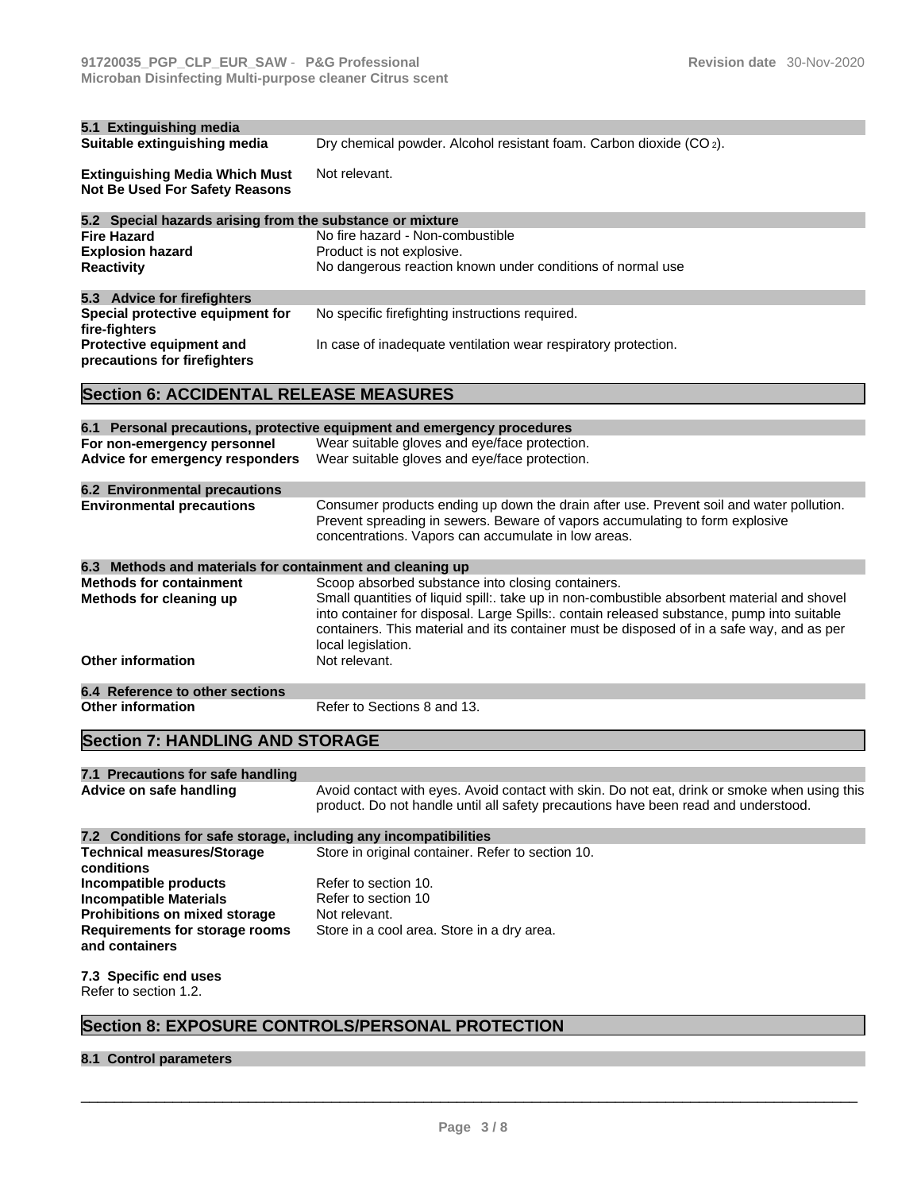### 5.1 Extinguishing media

| | |
|---|---|
| **Suitable extinguishing media** | Dry chemical powder. Alcohol resistant foam. Carbon dioxide ($CO_2$). |
| **Extinguishing Media Which Must Not Be Used For Safety Reasons** | Not relevant. |

### 5.2 Special hazards arising from the substance or mixture

| | |
|---|---|
| **Fire Hazard** | No fire hazard - Non-combustible |
| **Explosion hazard** | Product is not explosive. |
| **Reactivity** | No dangerous reaction known under conditions of normal use |

### 5.3 Advice for firefighters

| | |
|---|---|
| **Special protective equipment for fire-fighters** | No specific firefighting instructions required. |
| **Protective equipment and precautions for firefighters** | In case of inadequate ventilation wear respiratory protection. |

## Section 6: ACCIDENTAL RELEASE MEASURES

### 6.1 Personal precautions, protective equipment and emergency procedures

| | |
|---|---|
| **For non-emergency personnel** | Wear suitable gloves and eye/face protection. |
| **Advice for emergency responders** | Wear suitable gloves and eye/face protection. |

### 6.2 Environmental precautions

| | |
|---|---|
| **Environmental precautions** | Consumer products ending up down the drain after use. Prevent soil and water pollution. Prevent spreading in sewers. Beware of vapors accumulating to form explosive concentrations. Vapors can accumulate in low areas. |

### 6.3 Methods and materials for containment and cleaning up

| | |
|---|---|
| **Methods for containment** | Scoop absorbed substance into closing containers. |
| **Methods for cleaning up** | Small quantities of liquid spill:. take up in non-combustible absorbent material and shovel into container for disposal. Large Spills:. contain released substance, pump into suitable containers. This material and its container must be disposed of in a safe way, and as per local legislation. |
| **Other information** | Not relevant. |

### 6.4 Reference to other sections

| | |
|---|---|
| **Other information** | Refer to Sections 8 and 13. |

## Section 7: HANDLING AND STORAGE

### 7.1 Precautions for safe handling

| | |
|---|---|
| **Advice on safe handling** | Avoid contact with eyes. Avoid contact with skin. Do not eat, drink or smoke when using this product. Do not handle until all safety precautions have been read and understood. |

### 7.2 Conditions for safe storage, including any incompatibilities

| | |
|---|---|
| **Technical measures/Storage conditions** | Store in original container. Refer to section 10. |
| **Incompatible products** | Refer to section 10. |
| **Incompatible Materials** | Refer to section 10 |
| **Prohibitions on mixed storage** | Not relevant. |
| **Requirements for storage rooms and containers** | Store in a cool area. Store in a dry area. |

### 7.3 Specific end uses

Refer to section 1.2.

## Section 8: EXPOSURE CONTROLS/PERSONAL PROTECTION

### 8.1 Control parameters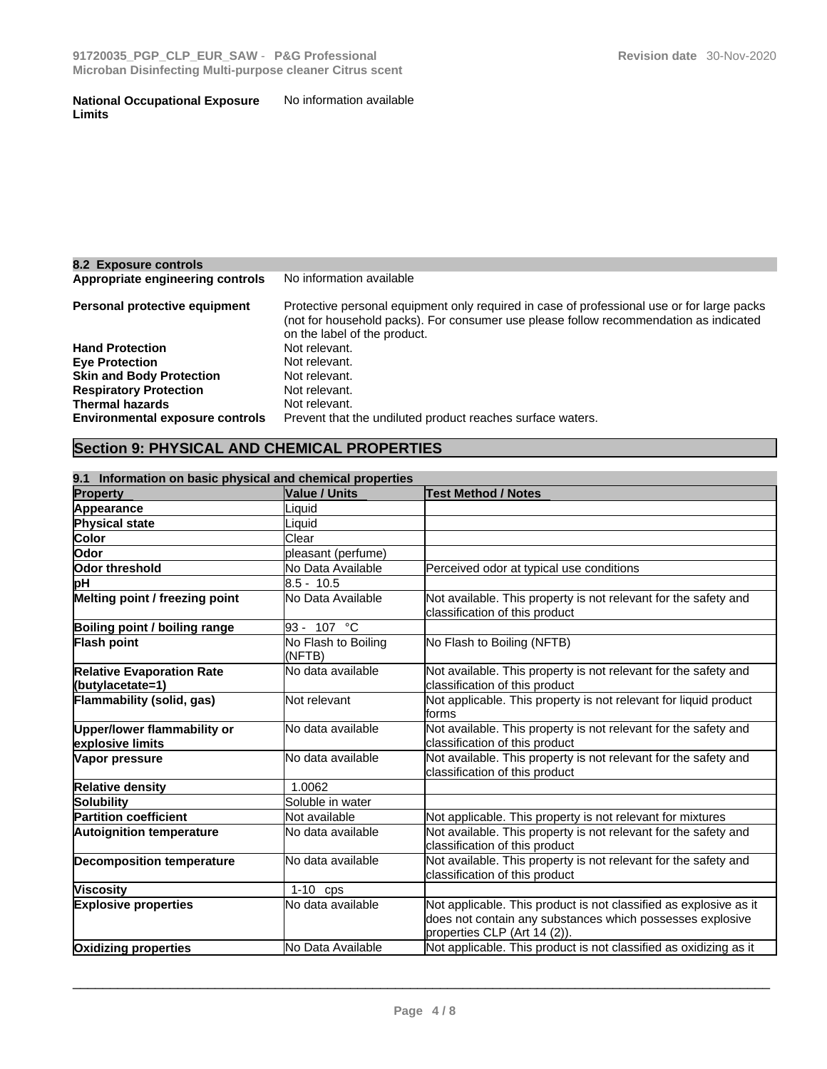**National Occupational Exposure Limits** No information available

### 8.2 Exposure controls

**Appropriate engineering controls** No information available

**Personal protective equipment** Protective personal equipment only required in case of professional use or for large packs (not for household packs). For consumer use please follow recommendation as indicated on the label of the product.

**Hand Protection** Not relevant.
**Eye Protection** Not relevant.
**Skin and Body Protection** Not relevant.
**Respiratory Protection** Not relevant.
**Thermal hazards** Not relevant.
**Environmental exposure controls** Prevent that the undiluted product reaches surface waters.

## Section 9: PHYSICAL AND CHEMICAL PROPERTIES

### 9.1 Information on basic physical and chemical properties

| Property | Value / Units | Test Method / Notes |
|---|---|---|
| Appearance | Liquid | |
| Physical state | Liquid | |
| Color | Clear | |
| Odor | pleasant (perfume) | |
| Odor threshold | No Data Available | Perceived odor at typical use conditions |
| pH | 8.5 - 10.5 | |
| Melting point / freezing point | No Data Available | Not available. This property is not relevant for the safety and classification of this product |
| Boiling point / boiling range | 93 - 107 °C | |
| Flash point | No Flash to Boiling (NFTB) | No Flash to Boiling (NFTB) |
| Relative Evaporation Rate (butylacetate=1) | No data available | Not available. This property is not relevant for the safety and classification of this product |
| Flammability (solid, gas) | Not relevant | Not applicable. This property is not relevant for liquid product forms |
| Upper/lower flammability or explosive limits | No data available | Not available. This property is not relevant for the safety and classification of this product |
| Vapor pressure | No data available | Not available. This property is not relevant for the safety and classification of this product |
| Relative density | 1.0062 | |
| Solubility | Soluble in water | |
| Partition coefficient | Not available | Not applicable. This property is not relevant for mixtures |
| Autoignition temperature | No data available | Not available. This property is not relevant for the safety and classification of this product |
| Decomposition temperature | No data available | Not available. This property is not relevant for the safety and classification of this product |
| Viscosity | 1-10 cps | |
| Explosive properties | No data available | Not applicable. This product is not classified as explosive as it does not contain any substances which possesses explosive properties CLP (Art 14 (2)). |
| Oxidizing properties | No Data Available | Not applicable. This product is not classified as oxidizing as it |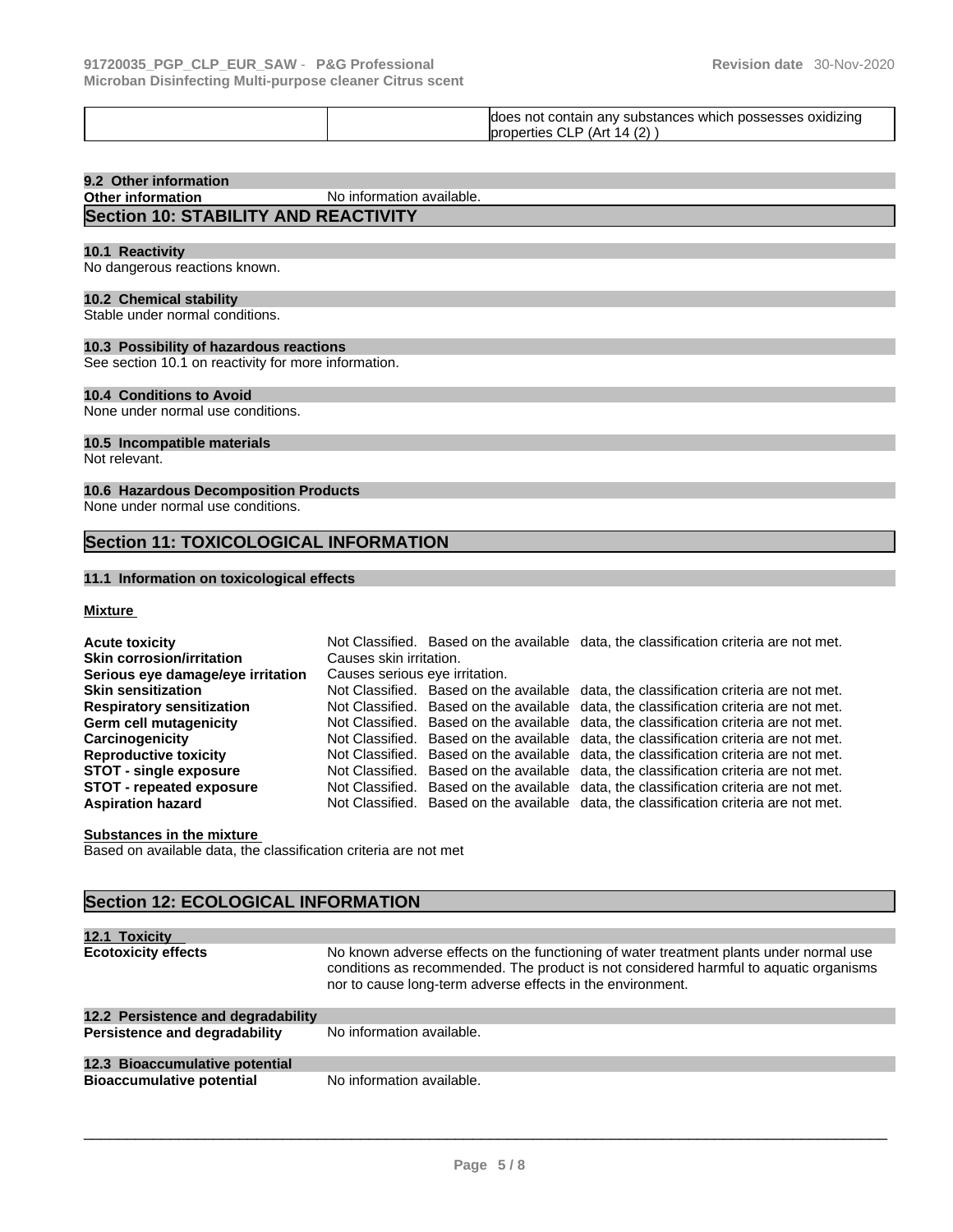| | | does not contain any substances which possesses oxidizing properties CLP (Art 14 (2) ) |
|---|---|---|

### 9.2 Other information

**Other information** No information available.

## Section 10: STABILITY AND REACTIVITY

### 10.1 Reactivity

No dangerous reactions known.

### 10.2 Chemical stability

Stable under normal conditions.

### 10.3 Possibility of hazardous reactions

See section 10.1 on reactivity for more information.

### 10.4 Conditions to Avoid

None under normal use conditions.

### 10.5 Incompatible materials

Not relevant.

### 10.6 Hazardous Decomposition Products

None under normal use conditions.

## Section 11: TOXICOLOGICAL INFORMATION

### 11.1 Information on toxicological effects

**Mixture**

| | |
|---|---|
| **Acute toxicity** | Not Classified. Based on the available data, the classification criteria are not met. |
| **Skin corrosion/irritation** | Causes skin irritation. |
| **Serious eye damage/eye irritation** | Causes serious eye irritation. |
| **Skin sensitization** | Not Classified. Based on the available data, the classification criteria are not met. |
| **Respiratory sensitization** | Not Classified. Based on the available data, the classification criteria are not met. |
| **Germ cell mutagenicity** | Not Classified. Based on the available data, the classification criteria are not met. |
| **Carcinogenicity** | Not Classified. Based on the available data, the classification criteria are not met. |
| **Reproductive toxicity** | Not Classified. Based on the available data, the classification criteria are not met. |
| **STOT - single exposure** | Not Classified. Based on the available data, the classification criteria are not met. |
| **STOT - repeated exposure** | Not Classified. Based on the available data, the classification criteria are not met. |
| **Aspiration hazard** | Not Classified. Based on the available data, the classification criteria are not met. |

**Substances in the mixture**

Based on available data, the classification criteria are not met

## Section 12: ECOLOGICAL INFORMATION

### 12.1 Toxicity

**Ecotoxicity effects** No known adverse effects on the functioning of water treatment plants under normal use conditions as recommended. The product is not considered harmful to aquatic organisms nor to cause long-term adverse effects in the environment.

### 12.2 Persistence and degradability

**Persistence and degradability** No information available.

### 12.3 Bioaccumulative potential

**Bioaccumulative potential** No information available.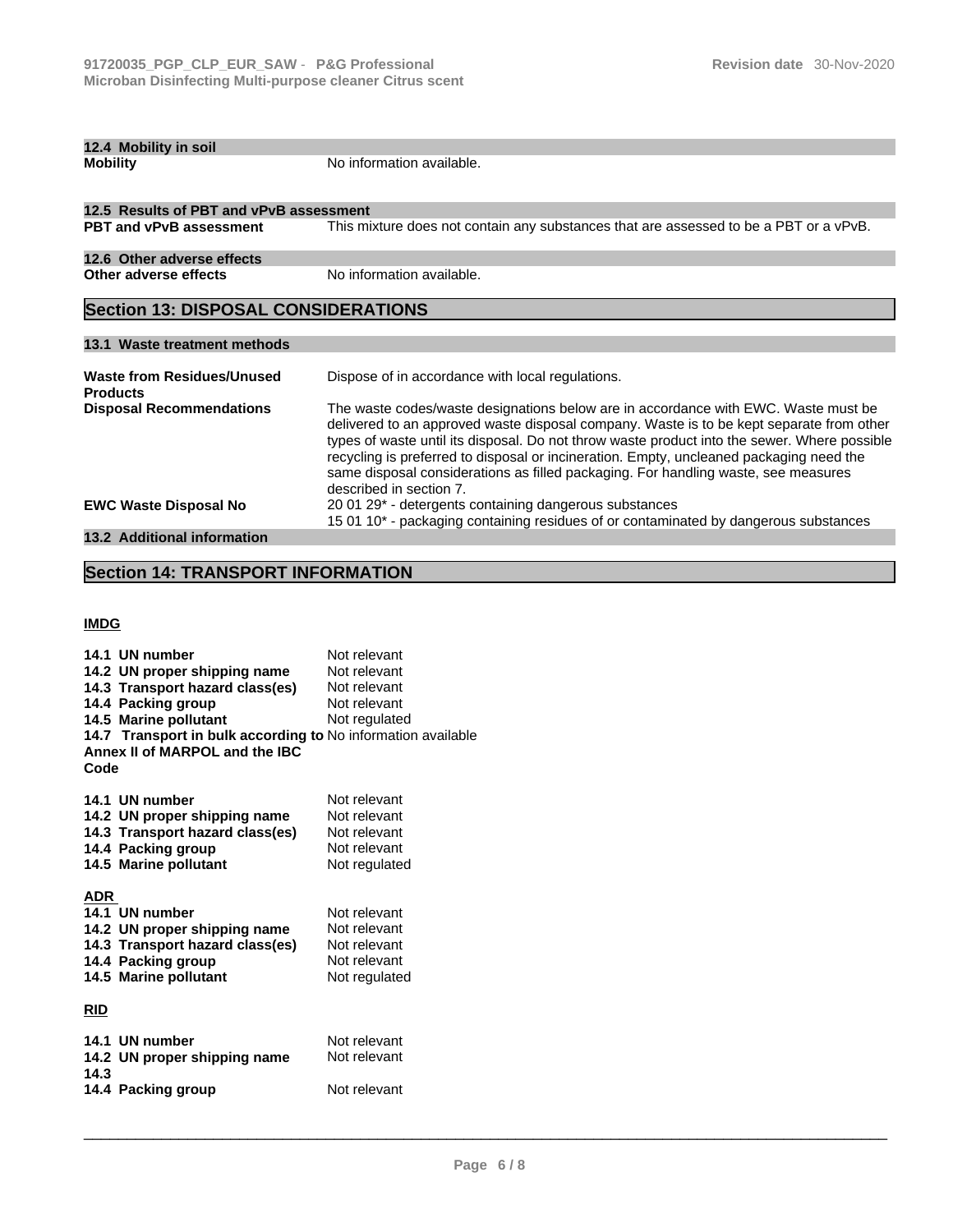### 12.4 Mobility in soil

**Mobility** No information available.

### 12.5 Results of PBT and vPvB assessment

**PBT and vPvB assessment** This mixture does not contain any substances that are assessed to be a PBT or a vPvB.

### 12.6 Other adverse effects

**Other adverse effects** No information available.

## Section 13: DISPOSAL CONSIDERATIONS

### 13.1 Waste treatment methods

**Waste from Residues/Unused Products** Dispose of in accordance with local regulations.

**Disposal Recommendations** The waste codes/waste designations below are in accordance with EWC. Waste must be delivered to an approved waste disposal company. Waste is to be kept separate from other types of waste until its disposal. Do not throw waste product into the sewer. Where possible recycling is preferred to disposal or incineration. Empty, uncleaned packaging need the same disposal considerations as filled packaging. For handling waste, see measures described in section 7.

**EWC Waste Disposal No** 20 01 29* - detergents containing dangerous substances
15 01 10* - packaging containing residues of or contaminated by dangerous substances

### 13.2 Additional information

## Section 14: TRANSPORT INFORMATION

**IMDG**

| | |
|---|---|
| **14.1 UN number** | Not relevant |
| **14.2 UN proper shipping name** | Not relevant |
| **14.3 Transport hazard class(es)** | Not relevant |
| **14.4 Packing group** | Not relevant |
| **14.5 Marine pollutant** | Not regulated |
| **14.7 Transport in bulk according to Annex II of MARPOL and the IBC Code** | No information available |

| | |
|---|---|
| **14.1 UN number** | Not relevant |
| **14.2 UN proper shipping name** | Not relevant |
| **14.3 Transport hazard class(es)** | Not relevant |
| **14.4 Packing group** | Not relevant |
| **14.5 Marine pollutant** | Not regulated |

**ADR**

| | |
|---|---|
| **14.1 UN number** | Not relevant |
| **14.2 UN proper shipping name** | Not relevant |
| **14.3 Transport hazard class(es)** | Not relevant |
| **14.4 Packing group** | Not relevant |
| **14.5 Marine pollutant** | Not regulated |

**RID**

| | |
|---|---|
| **14.1 UN number** | Not relevant |
| **14.2 UN proper shipping name** | Not relevant |
| **14.3** | |
| **14.4 Packing group** | Not relevant |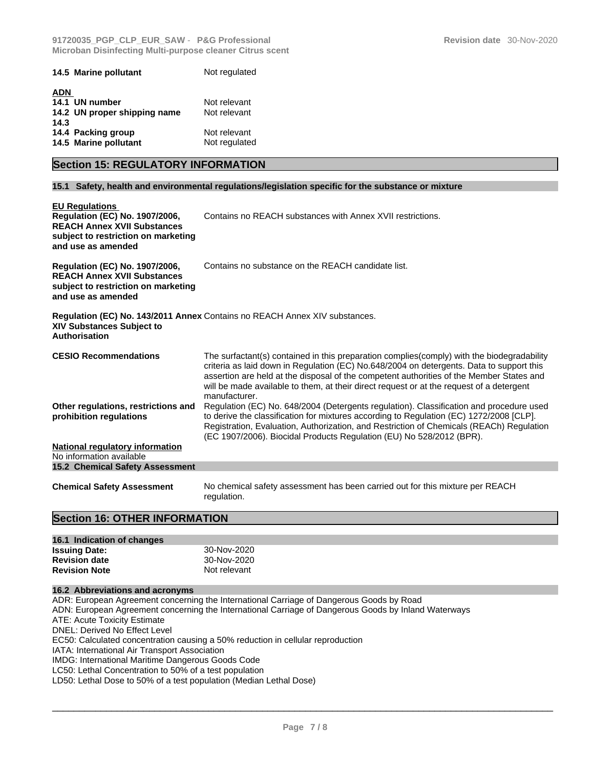| | |
|---|---|
| **14.5 Marine pollutant** | Not regulated |

**ADN**

| | |
|---|---|
| **14.1 UN number** | Not relevant |
| **14.2 UN proper shipping name** | Not relevant |
| **14.3** | |
| **14.4 Packing group** | Not relevant |
| **14.5 Marine pollutant** | Not regulated |

## Section 15: REGULATORY INFORMATION

### 15.1 Safety, health and environmental regulations/legislation specific for the substance or mixture

**EU Regulations**

| | |
|---|---|
| **Regulation (EC) No. 1907/2006, REACH Annex XVII Substances subject to restriction on marketing and use as amended** | Contains no REACH substances with Annex XVII restrictions. |
| **Regulation (EC) No. 1907/2006, REACH Annex XVII Substances subject to restriction on marketing and use as amended** | Contains no substance on the REACH candidate list. |
| **Regulation (EC) No. 143/2011 Annex XIV Substances Subject to Authorisation** | Contains no REACH Annex XIV substances. |
| **CESIO Recommendations** | The surfactant(s) contained in this preparation complies(comply) with the biodegradability criteria as laid down in Regulation (EC) No.648/2004 on detergents. Data to support this assertion are held at the disposal of the competent authorities of the Member States and will be made available to them, at their direct request or at the request of a detergent manufacturer. |
| **Other regulations, restrictions and prohibition regulations** | Regulation (EC) No. 648/2004 (Detergents regulation). Classification and procedure used to derive the classification for mixtures according to Regulation (EC) 1272/2008 [CLP]. Registration, Evaluation, Authorization, and Restriction of Chemicals (REACh) Regulation (EC 1907/2006). Biocidal Products Regulation (EU) No 528/2012 (BPR). |

**National regulatory information**

No information available

### 15.2 Chemical Safety Assessment

| | |
|---|---|
| **Chemical Safety Assessment** | No chemical safety assessment has been carried out for this mixture per REACH regulation. |

## Section 16: OTHER INFORMATION

### 16.1 Indication of changes

| | |
|---|---|
| **Issuing Date:** | 30-Nov-2020 |
| **Revision date** | 30-Nov-2020 |
| **Revision Note** | Not relevant |

### 16.2 Abbreviations and acronyms

ADR: European Agreement concerning the International Carriage of Dangerous Goods by Road
ADN: European Agreement concerning the International Carriage of Dangerous Goods by Inland Waterways
ATE: Acute Toxicity Estimate
DNEL: Derived No Effect Level
EC50: Calculated concentration causing a 50% reduction in cellular reproduction
IATA: International Air Transport Association
IMDG: International Maritime Dangerous Goods Code
LC50: Lethal Concentration to 50% of a test population
LD50: Lethal Dose to 50% of a test population (Median Lethal Dose)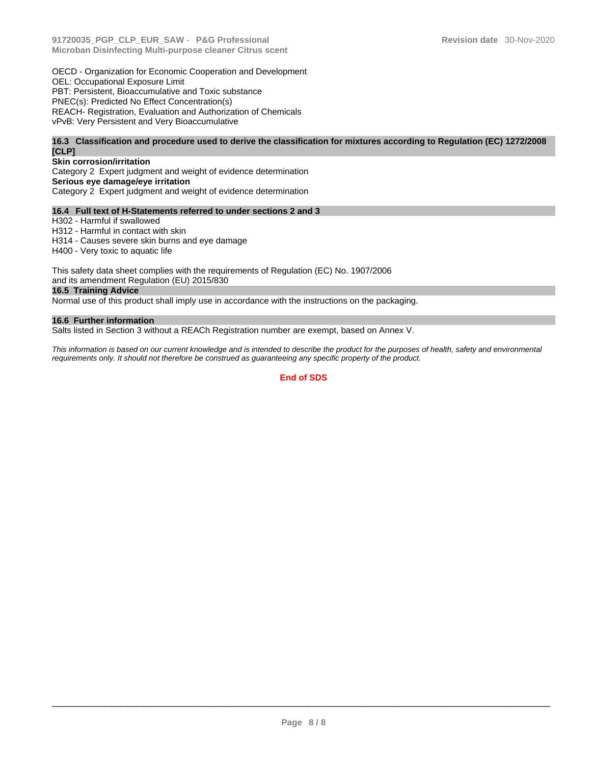OECD - Organization for Economic Cooperation and Development
OEL: Occupational Exposure Limit
PBT: Persistent, Bioaccumulative and Toxic substance
PNEC(s): Predicted No Effect Concentration(s)
REACH- Registration, Evaluation and Authorization of Chemicals
vPvB: Very Persistent and Very Bioaccumulative

### 16.3 Classification and procedure used to derive the classification for mixtures according to Regulation (EC) 1272/2008 [CLP]

**Skin corrosion/irritation**
Category 2 Expert judgment and weight of evidence determination
**Serious eye damage/eye irritation**
Category 2 Expert judgment and weight of evidence determination

### 16.4 Full text of H-Statements referred to under sections 2 and 3

H302 - Harmful if swallowed
H312 - Harmful in contact with skin
H314 - Causes severe skin burns and eye damage
H400 - Very toxic to aquatic life

This safety data sheet complies with the requirements of Regulation (EC) No. 1907/2006
and its amendment Regulation (EU) 2015/830

### 16.5 Training Advice

Normal use of this product shall imply use in accordance with the instructions on the packaging.

### 16.6 Further information

Salts listed in Section 3 without a REACh Registration number are exempt, based on Annex V.

*This information is based on our current knowledge and is intended to describe the product for the purposes of health, safety and environmental requirements only. It should not therefore be construed as guaranteeing any specific property of the product.*

**End of SDS**